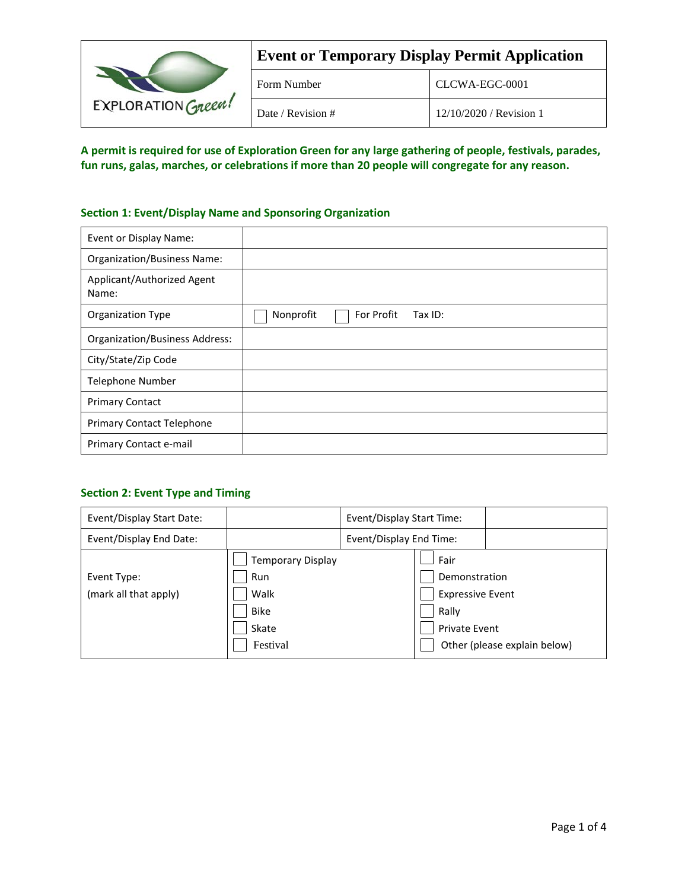| EXPLORATION Green! | Event or Temporary Display Permit Application | |
|---|---|---|
| | Form Number | CLCWA-EGC-0001 |
| | Date / Revision # | 12/10/2020 / Revision 1 |

**A permit is required for use of Exploration Green for any large gathering of people, festivals, parades, fun runs, galas, marches, or celebrations if more than 20 people will congregate for any reason.**

### Section 1: Event/Display Name and Sponsoring Organization

| | |
|---|---|
| Event or Display Name: | |
| Organization/Business Name: | |
| Applicant/Authorized Agent Name: | |
| Organization Type | ☐ Nonprofit ☐ For Profit Tax ID: |
| Organization/Business Address: | |
| City/State/Zip Code | |
| Telephone Number | |
| Primary Contact | |
| Primary Contact Telephone | |
| Primary Contact e-mail | |

### Section 2: Event Type and Timing

| | | | |
|---|---|---|---|
| Event/Display Start Date: | | Event/Display Start Time: | |
| Event/Display End Date: | | Event/Display End Time: | |
| Event Type: (mark all that apply) | ☐ Temporary Display<br>☐ Run<br>☐ Walk<br>☐ Bike<br>☐ Skate<br>☐ Festival | ☐ Fair<br>☐ Demonstration<br>☐ Expressive Event<br>☐ Rally<br>☐ Private Event<br>☐ Other (please explain below) | |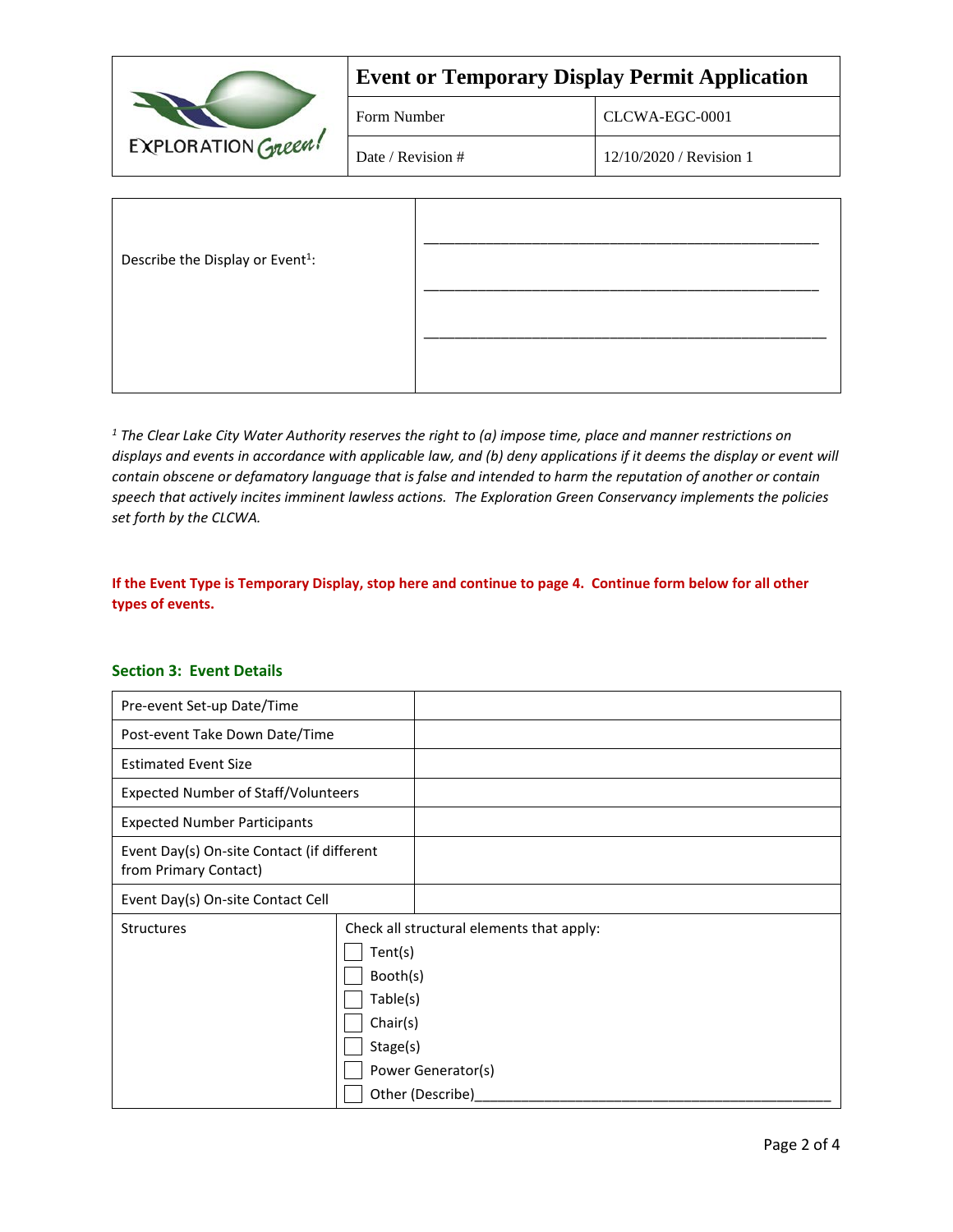| Event or Temporary Display Permit Application | |
| --- | --- |
| Form Number | CLCWA-EGC-0001 |
| Date / Revision # | 12/10/2020 / Revision 1 |

| Describe the Display or Event[1]: | ______________________________________________<br>______________________________________________<br>______________________________________________ |
| --- | --- |

*[1] The Clear Lake City Water Authority reserves the right to (a) impose time, place and manner restrictions on displays and events in accordance with applicable law, and (b) deny applications if it deems the display or event will contain obscene or defamatory language that is false and intended to harm the reputation of another or contain speech that actively incites imminent lawless actions. The Exploration Green Conservancy implements the policies set forth by the CLCWA.*

**If the Event Type is Temporary Display, stop here and continue to page 4. Continue form below for all other types of events.**

## Section 3: Event Details

| Field | Response |
| --- | --- |
| Pre-event Set-up Date/Time | |
| Post-event Take Down Date/Time | |
| Estimated Event Size | |
| Expected Number of Staff/Volunteers | |
| Expected Number Participants | |
| Event Day(s) On-site Contact (if different from Primary Contact) | |
| Event Day(s) On-site Contact Cell | |
| Structures | Check all structural elements that apply:<br>☐ Tent(s)<br>☐ Booth(s)<br>☐ Table(s)<br>☐ Chair(s)<br>☐ Stage(s)<br>☐ Power Generator(s)<br>☐ Other (Describe)______________________________ |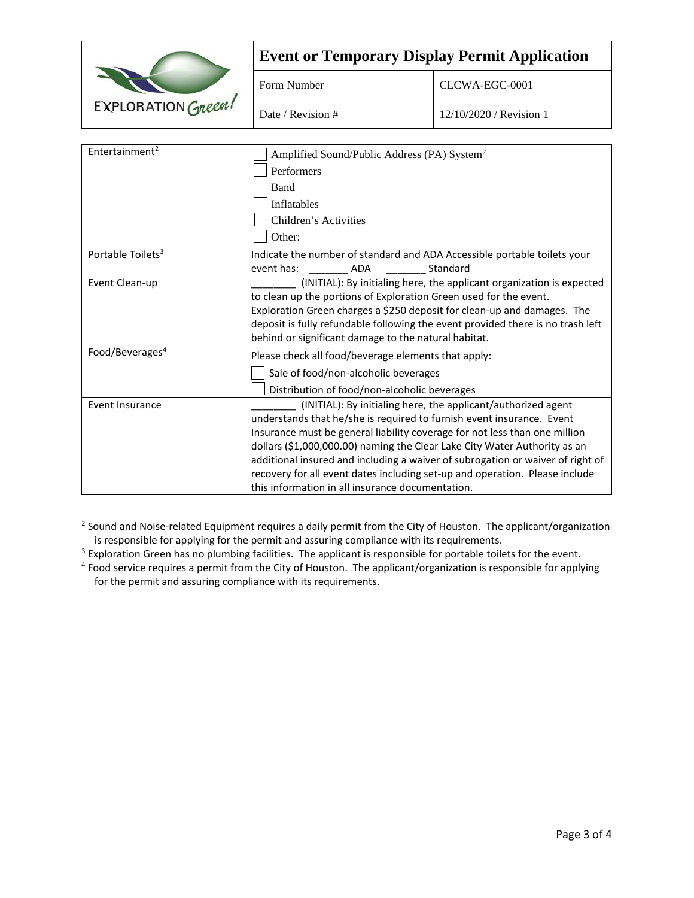| Event or Temporary Display Permit Application | |
|---|---|
| Form Number | CLCWA-EGC-0001 |
| Date / Revision # | 12/10/2020 / Revision 1 |

| | |
|---|---|
| Entertainment[2] | ☐ Amplified Sound/Public Address (PA) System[2]<br>☐ Performers<br>☐ Band<br>☐ Inflatables<br>☐ Children's Activities<br>☐ Other:_______________ |
| Portable Toilets[3] | Indicate the number of standard and ADA Accessible portable toilets your event has: _______ ADA _______ Standard |
| Event Clean-up | ________ (INITIAL): By initialing here, the applicant organization is expected to clean up the portions of Exploration Green used for the event. Exploration Green charges a $250 deposit for clean-up and damages. The deposit is fully refundable following the event provided there is no trash left behind or significant damage to the natural habitat. |
| Food/Beverages[4] | Please check all food/beverage elements that apply:<br>☐ Sale of food/non-alcoholic beverages<br>☐ Distribution of food/non-alcoholic beverages |
| Event Insurance | ________ (INITIAL): By initialing here, the applicant/authorized agent understands that he/she is required to furnish event insurance. Event Insurance must be general liability coverage for not less than one million dollars ($1,000,000.00) naming the Clear Lake City Water Authority as an additional insured and including a waiver of subrogation or waiver of right of recovery for all event dates including set-up and operation. Please include this information in all insurance documentation. |

[2] Sound and Noise-related Equipment requires a daily permit from the City of Houston. The applicant/organization is responsible for applying for the permit and assuring compliance with its requirements.

[3] Exploration Green has no plumbing facilities. The applicant is responsible for portable toilets for the event.

[4] Food service requires a permit from the City of Houston. The applicant/organization is responsible for applying for the permit and assuring compliance with its requirements.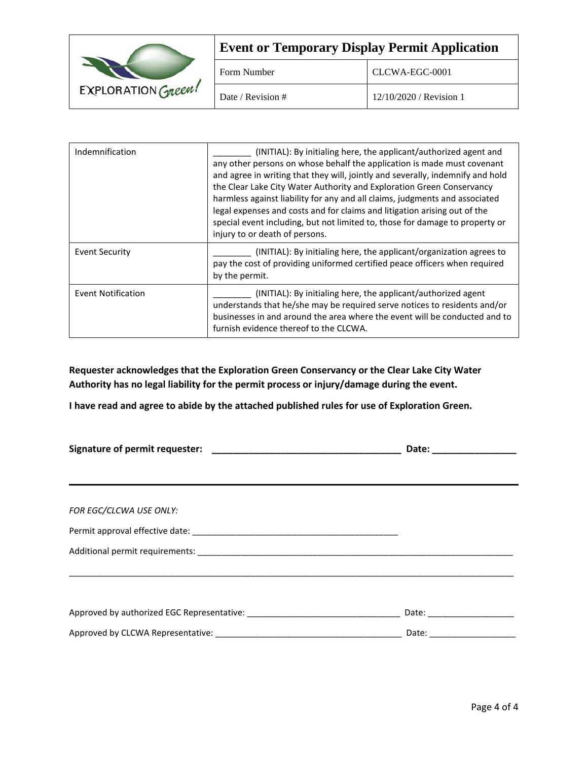| | | |
|---|---|---|
| EXPLORATION Green! | **Event or Temporary Display Permit Application** | |
| | Form Number | CLCWA-EGC-0001 |
| | Date / Revision # | 12/10/2020 / Revision 1 |

| | |
|---|---|
| Indemnification | ________ (INITIAL): By initialing here, the applicant/authorized agent and any other persons on whose behalf the application is made must covenant and agree in writing that they will, jointly and severally, indemnify and hold the Clear Lake City Water Authority and Exploration Green Conservancy harmless against liability for any and all claims, judgments and associated legal expenses and costs and for claims and litigation arising out of the special event including, but not limited to, those for damage to property or injury to or death of persons. |
| Event Security | ________ (INITIAL): By initialing here, the applicant/organization agrees to pay the cost of providing uniformed certified peace officers when required by the permit. |
| Event Notification | ________ (INITIAL): By initialing here, the applicant/authorized agent understands that he/she may be required serve notices to residents and/or businesses in and around the area where the event will be conducted and to furnish evidence thereof to the CLCWA. |

**Requester acknowledges that the Exploration Green Conservancy or the Clear Lake City Water Authority has no legal liability for the permit process or injury/damage during the event.**

**I have read and agree to abide by the attached published rules for use of Exploration Green.**

**Signature of permit requester: ____________________________________ Date: ________________**

---

*FOR EGC/CLCWA USE ONLY:*

Permit approval effective date: ____________________________________________

Additional permit requirements: ____________________________________________________________________

____________________________________________________________________________________________

Approved by authorized EGC Representative: ________________________________ Date: __________________

Approved by CLCWA Representative: ________________________________________ Date: __________________